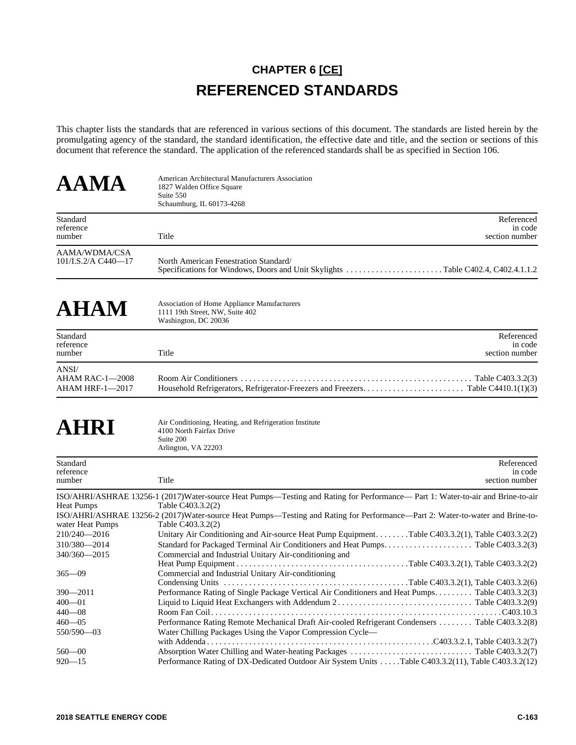# CHAPTER 6 [CE]

# REFERENCED STANDARDS

This chapter lists the standards that are referenced in various sections of this document. The standards are listed herein by the promulgating agency of the standard, the standard identification, the effective date and title, and the section or sections of this document that reference the standard. The application of the referenced standards shall be as specified in Section 106.

## AAMA

American Architectural Manufacturers Association
1827 Walden Office Square
Suite 550
Schaumburg, IL 60173-4268

| Standard reference number | Title | Referenced in code section number |
|---|---|---|
| AAMA/WDMA/CSA 101/I.S.2/A C440—17 | North American Fenestration Standard/ Specifications for Windows, Doors and Unit Skylights | Table C402.4, C402.4.1.1.2 |

## AHAM

Association of Home Appliance Manufacturers
1111 19th Street, NW, Suite 402
Washington, DC 20036

| Standard reference number | Title | Referenced in code section number |
|---|---|---|
| ANSI/ AHAM RAC-1—2008 | Room Air Conditioners | Table C403.3.2(3) |
| AHAM HRF-1—2017 | Household Refrigerators, Refrigerator-Freezers and Freezers. | Table C4410.1(1)(3) |

## AHRI

Air Conditioning, Heating, and Refrigeration Institute
4100 North Fairfax Drive
Suite 200
Arlington, VA 22203

| Standard reference number | Title | Referenced in code section number |
|---|---|---|
| ISO/AHRI/ASHRAE 13256-1 (2017) | Water-source Heat Pumps—Testing and Rating for Performance— Part 1: Water-to-air and Brine-to-air Heat Pumps | Table C403.3.2(2) |
| ISO/AHRI/ASHRAE 13256-2 (2017) | Water-source Heat Pumps—Testing and Rating for Performance—Part 2: Water-to-water and Brine-to-water Heat Pumps | Table C403.3.2(2) |
| 210/240—2016 | Unitary Air Conditioning and Air-source Heat Pump Equipment. | Table C403.3.2(1), Table C403.3.2(2) |
| 310/380—2014 | Standard for Packaged Terminal Air Conditioners and Heat Pumps. | Table C403.3.2(3) |
| 340/360—2015 | Commercial and Industrial Unitary Air-conditioning and Heat Pump Equipment | Table C403.3.2(1), Table C403.3.2(2) |
| 365—09 | Commercial and Industrial Unitary Air-conditioning Condensing Units | Table C403.3.2(1), Table C403.3.2(6) |
| 390—2011 | Performance Rating of Single Package Vertical Air Conditioners and Heat Pumps. | Table C403.3.2(3) |
| 400—01 | Liquid to Liquid Heat Exchangers with Addendum 2 | Table C403.3.2(9) |
| 440—08 | Room Fan Coil | C403.10.3 |
| 460—05 | Performance Rating Remote Mechanical Draft Air-cooled Refrigerant Condensers | Table C403.3.2(8) |
| 550/590—03 | Water Chilling Packages Using the Vapor Compression Cycle— with Addenda | C403.3.2.1, Table C403.3.2(7) |
| 560—00 | Absorption Water Chilling and Water-heating Packages | Table C403.3.2(7) |
| 920—15 | Performance Rating of DX-Dedicated Outdoor Air System Units | Table C403.3.2(11), Table C403.3.2(12) |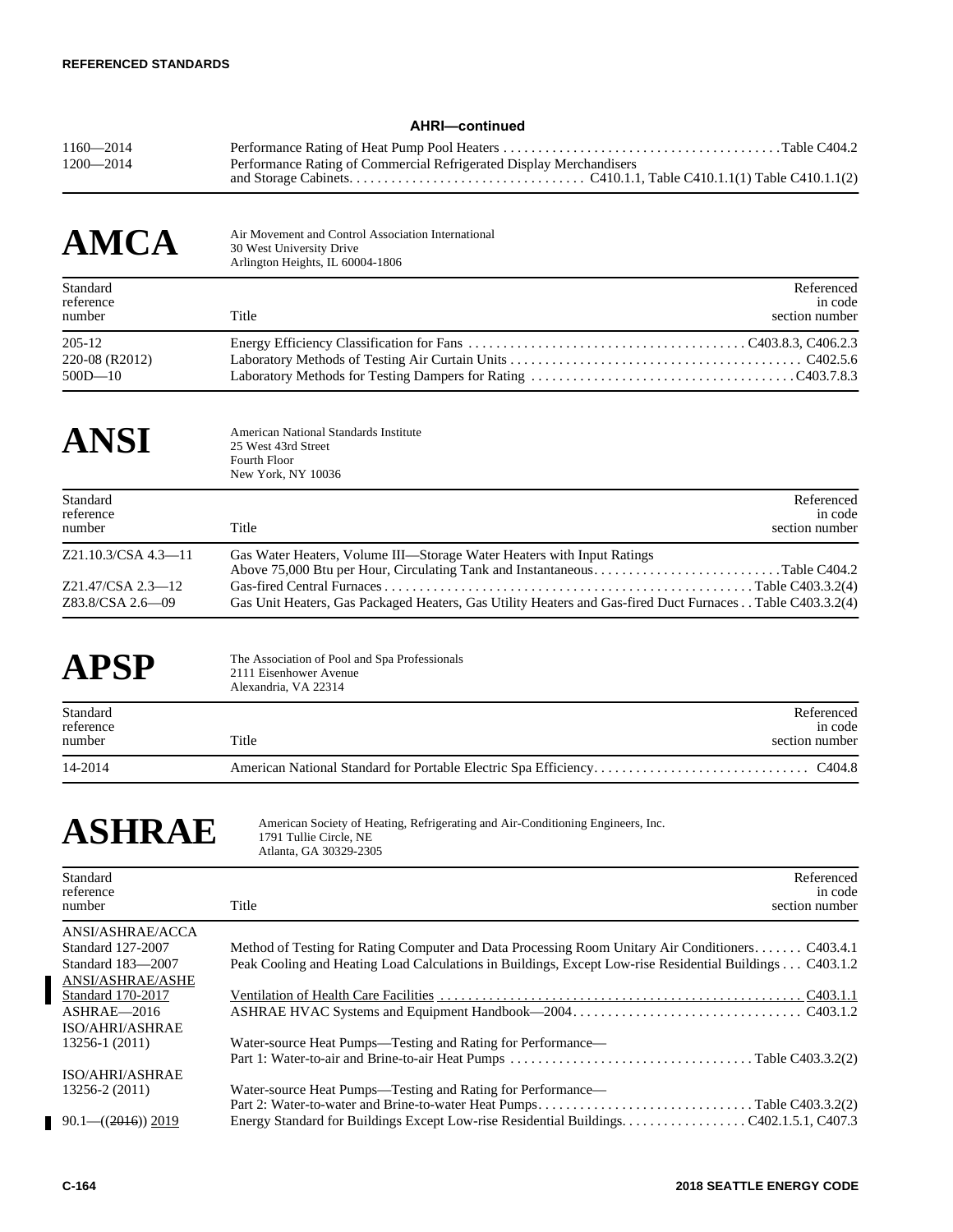### AHRI—continued

| | | |
|---|---|---|
| 1160—2014 | Performance Rating of Heat Pump Pool Heaters | Table C404.2 |
| 1200—2014 | Performance Rating of Commercial Refrigerated Display Merchandisers and Storage Cabinets | C410.1.1, Table C410.1.1(1) Table C410.1.1(2) |

# AMCA

Air Movement and Control Association International
30 West University Drive
Arlington Heights, IL 60004-1806

| Standard reference number | Title | Referenced in code section number |
|---|---|---|
| 205-12 | Energy Efficiency Classification for Fans | C403.8.3, C406.2.3 |
| 220-08 (R2012) | Laboratory Methods of Testing Air Curtain Units | C402.5.6 |
| 500D—10 | Laboratory Methods for Testing Dampers for Rating | C403.7.8.3 |

# ANSI

American National Standards Institute
25 West 43rd Street
Fourth Floor
New York, NY 10036

| Standard reference number | Title | Referenced in code section number |
|---|---|---|
| Z21.10.3/CSA 4.3—11 | Gas Water Heaters, Volume III—Storage Water Heaters with Input Ratings Above 75,000 Btu per Hour, Circulating Tank and Instantaneous | Table C404.2 |
| Z21.47/CSA 2.3—12 | Gas-fired Central Furnaces | Table C403.3.2(4) |
| Z83.8/CSA 2.6—09 | Gas Unit Heaters, Gas Packaged Heaters, Gas Utility Heaters and Gas-fired Duct Furnaces | Table C403.3.2(4) |

# APSP

The Association of Pool and Spa Professionals
2111 Eisenhower Avenue
Alexandria, VA 22314

| Standard reference number | Title | Referenced in code section number |
|---|---|---|
| 14-2014 | American National Standard for Portable Electric Spa Efficiency | C404.8 |

# ASHRAE

American Society of Heating, Refrigerating and Air-Conditioning Engineers, Inc.
1791 Tullie Circle, NE
Atlanta, GA 30329-2305

| Standard reference number | Title | Referenced in code section number |
|---|---|---|
| ANSI/ASHRAE/ACCA Standard 127-2007 | Method of Testing for Rating Computer and Data Processing Room Unitary Air Conditioners | C403.4.1 |
| Standard 183—2007 | Peak Cooling and Heating Load Calculations in Buildings, Except Low-rise Residential Buildings | C403.1.2 |
| <u>ANSI/ASHRAE/ASHE Standard 170-2017</u> | <u>Ventilation of Health Care Facilities</u> | <u>C403.1.1</u> |
| ASHRAE—2016 | ASHRAE HVAC Systems and Equipment Handbook—2004 | C403.1.2 |
| ISO/AHRI/ASHRAE 13256-1 (2011) | Water-source Heat Pumps—Testing and Rating for Performance—Part 1: Water-to-air and Brine-to-air Heat Pumps | Table C403.3.2(2) |
| ISO/AHRI/ASHRAE 13256-2 (2011) | Water-source Heat Pumps—Testing and Rating for Performance—Part 2: Water-to-water and Brine-to-water Heat Pumps | Table C403.3.2(2) |
| 90.1—((~~2016~~)) <u>2019</u> | Energy Standard for Buildings Except Low-rise Residential Buildings | C402.1.5.1, C407.3 |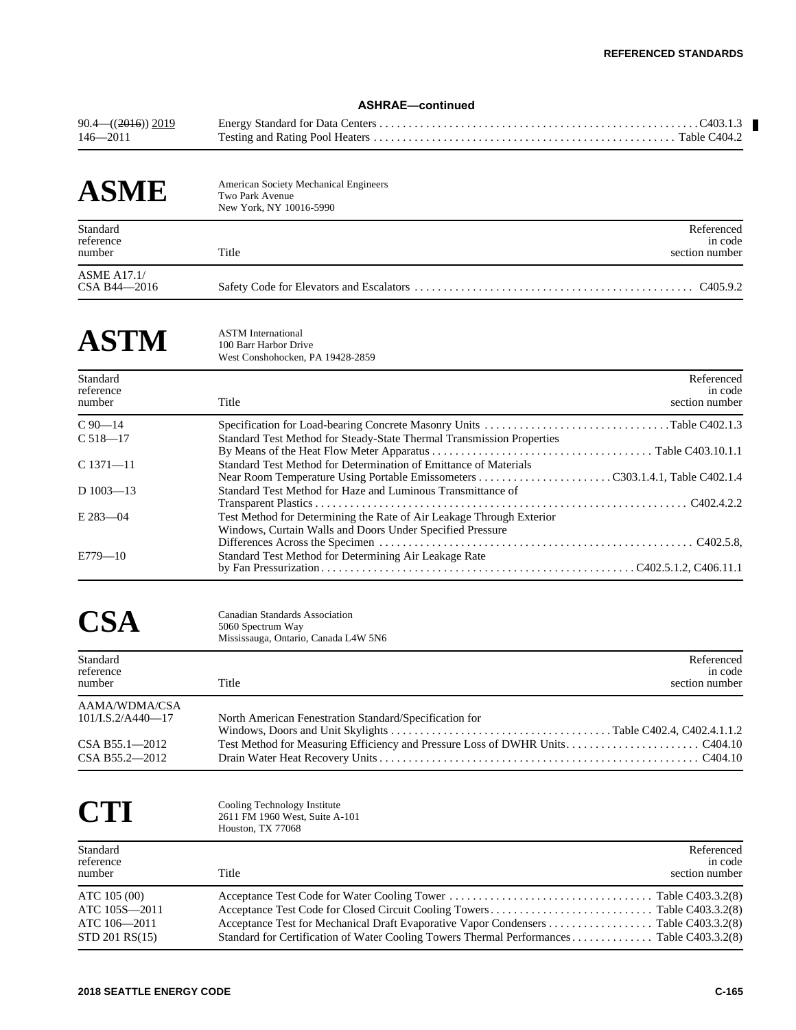**ASHRAE—continued**

| | | |
|---|---|---|
| 90.4—~~((2016))~~ 2019 | Energy Standard for Data Centers | C403.1.3 |
| 146—2011 | Testing and Rating Pool Heaters | Table C404.2 |

# ASME

American Society Mechanical Engineers
Two Park Avenue
New York, NY 10016-5990

| Standard reference number | Title | Referenced in code section number |
|---|---|---|
| ASME A17.1/ CSA B44—2016 | Safety Code for Elevators and Escalators | C405.9.2 |

# ASTM

ASTM International
100 Barr Harbor Drive
West Conshohocken, PA 19428-2859

| Standard reference number | Title | Referenced in code section number |
|---|---|---|
| C 90—14 | Specification for Load-bearing Concrete Masonry Units | Table C402.1.3 |
| C 518—17 | Standard Test Method for Steady-State Thermal Transmission Properties By Means of the Heat Flow Meter Apparatus | Table C403.10.1.1 |
| C 1371—11 | Standard Test Method for Determination of Emittance of Materials Near Room Temperature Using Portable Emissometers | C303.1.4.1, Table C402.1.4 |
| D 1003—13 | Standard Test Method for Haze and Luminous Transmittance of Transparent Plastics | C402.4.2.2 |
| E 283—04 | Test Method for Determining the Rate of Air Leakage Through Exterior Windows, Curtain Walls and Doors Under Specified Pressure Differences Across the Specimen | C402.5.8, |
| E779—10 | Standard Test Method for Determining Air Leakage Rate by Fan Pressurization | C402.5.1.2, C406.11.1 |

# CSA

Canadian Standards Association
5060 Spectrum Way
Mississauga, Ontario, Canada L4W 5N6

| Standard reference number | Title | Referenced in code section number |
|---|---|---|
| AAMA/WDMA/CSA 101/I.S.2/A440—17 | North American Fenestration Standard/Specification for Windows, Doors and Unit Skylights | Table C402.4, C402.4.1.1.2 |
| CSA B55.1—2012 | Test Method for Measuring Efficiency and Pressure Loss of DWHR Units | C404.10 |
| CSA B55.2—2012 | Drain Water Heat Recovery Units | C404.10 |

# CTI

Cooling Technology Institute
2611 FM 1960 West, Suite A-101
Houston, TX 77068

| Standard reference number | Title | Referenced in code section number |
|---|---|---|
| ATC 105 (00) | Acceptance Test Code for Water Cooling Tower | Table C403.3.2(8) |
| ATC 105S—2011 | Acceptance Test Code for Closed Circuit Cooling Towers | Table C403.3.2(8) |
| ATC 106—2011 | Acceptance Test for Mechanical Draft Evaporative Vapor Condensers | Table C403.3.2(8) |
| STD 201 RS(15) | Standard for Certification of Water Cooling Towers Thermal Performances | Table C403.3.2(8) |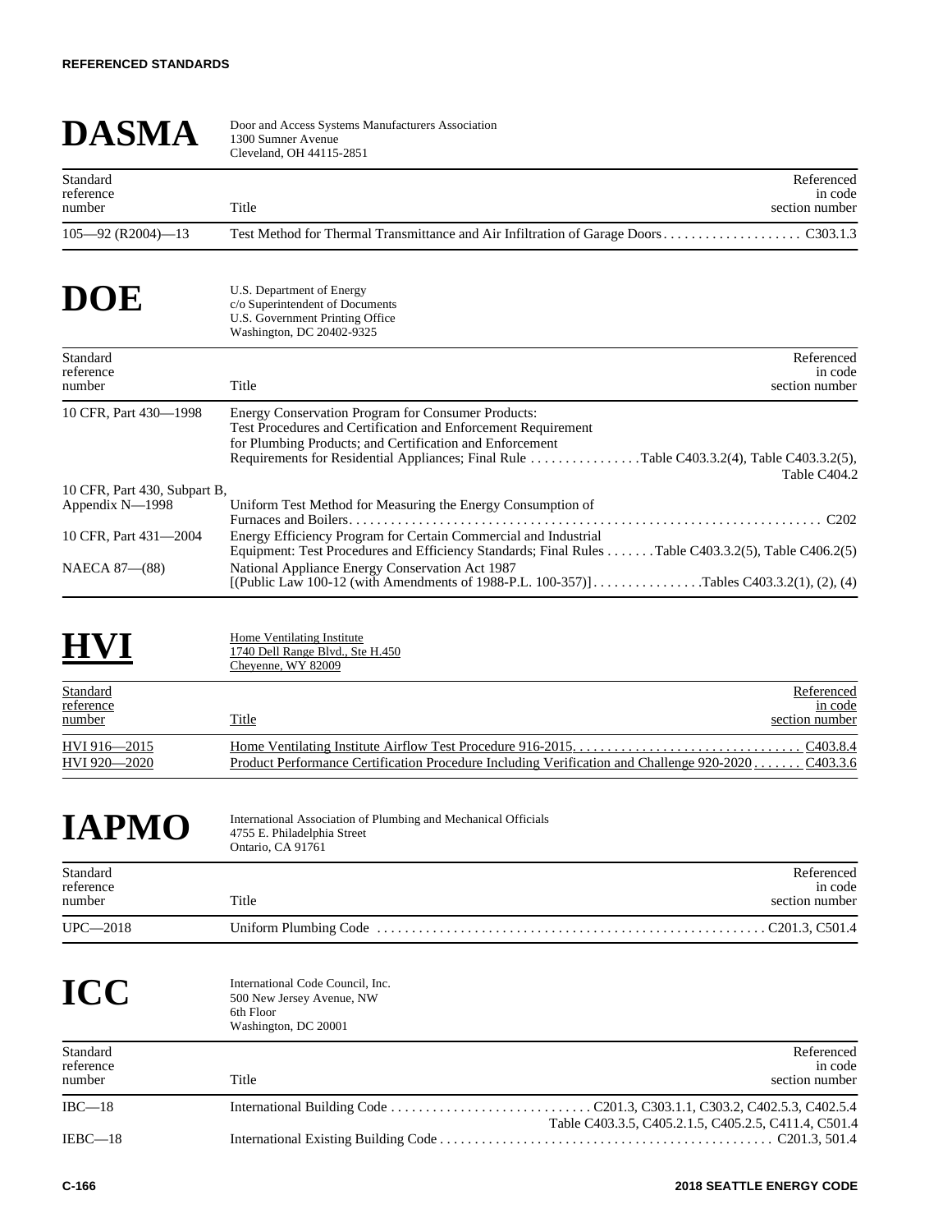# DASMA

Door and Access Systems Manufacturers Association
1300 Sumner Avenue
Cleveland, OH 44115-2851

| Standard reference number | Title | Referenced in code section number |
|---|---|---|
| 105—92 (R2004)—13 | Test Method for Thermal Transmittance and Air Infiltration of Garage Doors | C303.1.3 |

# DOE

U.S. Department of Energy
c/o Superintendent of Documents
U.S. Government Printing Office
Washington, DC 20402-9325

| Standard reference number | Title | Referenced in code section number |
|---|---|---|
| 10 CFR, Part 430—1998 | Energy Conservation Program for Consumer Products: Test Procedures and Certification and Enforcement Requirement for Plumbing Products; and Certification and Enforcement Requirements for Residential Appliances; Final Rule | Table C403.3.2(4), Table C403.3.2(5), Table C404.2 |
| 10 CFR, Part 430, Subpart B, Appendix N—1998 | Uniform Test Method for Measuring the Energy Consumption of Furnaces and Boilers | C202 |
| 10 CFR, Part 431—2004 | Energy Efficiency Program for Certain Commercial and Industrial Equipment: Test Procedures and Efficiency Standards; Final Rules | Table C403.3.2(5), Table C406.2(5) |
| NAECA 87—(88) | National Appliance Energy Conservation Act 1987 [(Public Law 100-12 (with Amendments of 1988-P.L. 100-357)] | Tables C403.3.2(1), (2), (4) |

# HVI

Home Ventilating Institute
1740 Dell Range Blvd., Ste H.450
Cheyenne, WY 82009

| Standard reference number | Title | Referenced in code section number |
|---|---|---|
| HVI 916—2015 | Home Ventilating Institute Airflow Test Procedure 916-2015. | C403.8.4 |
| HVI 920—2020 | Product Performance Certification Procedure Including Verification and Challenge 920-2020 | C403.3.6 |

# IAPMO

International Association of Plumbing and Mechanical Officials
4755 E. Philadelphia Street
Ontario, CA 91761

| Standard reference number | Title | Referenced in code section number |
|---|---|---|
| UPC—2018 | Uniform Plumbing Code | C201.3, C501.4 |

# ICC

International Code Council, Inc.
500 New Jersey Avenue, NW
6th Floor
Washington, DC 20001

| Standard reference number | Title | Referenced in code section number |
|---|---|---|
| IBC—18 | International Building Code | C201.3, C303.1.1, C303.2, C402.5.3, C402.5.4 Table C403.3.5, C405.2.1.5, C405.2.5, C411.4, C501.4 |
| IEBC—18 | International Existing Building Code | C201.3, 501.4 |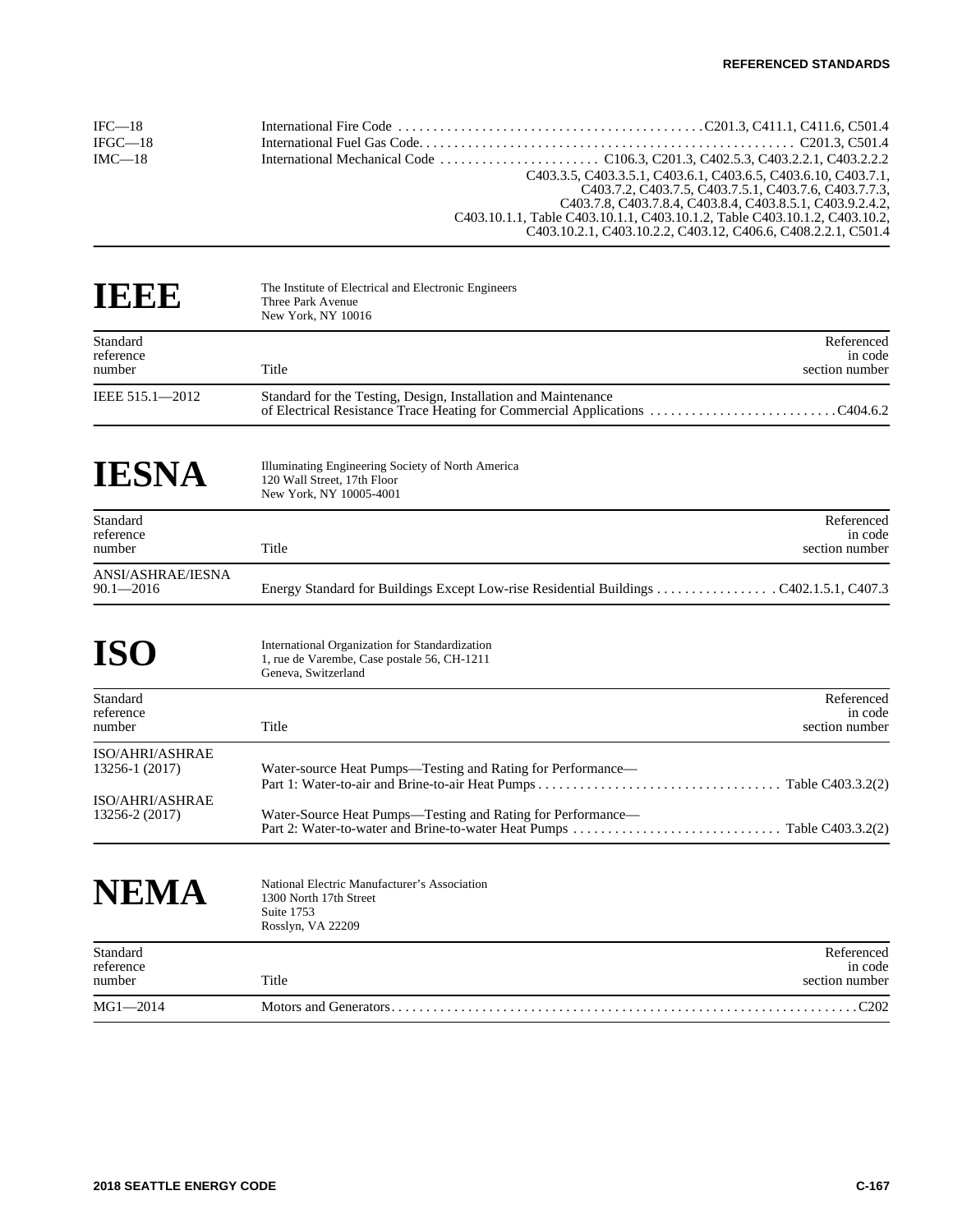| | | |
|---|---|---|
| IFC—18 | International Fire Code | C201.3, C411.1, C411.6, C501.4 |
| IFGC—18 | International Fuel Gas Code | C201.3, C501.4 |
| IMC—18 | International Mechanical Code | C106.3, C201.3, C402.5.3, C403.2.2.1, C403.2.2.2 C403.3.5, C403.3.5.1, C403.6.1, C403.6.5, C403.6.10, C403.7.1, C403.7.2, C403.7.5, C403.7.5.1, C403.7.6, C403.7.7.3, C403.7.8, C403.7.8.4, C403.8.4, C403.8.5.1, C403.9.2.4.2, C403.10.1.1, Table C403.10.1.1, C403.10.1.2, Table C403.10.1.2, C403.10.2, C403.10.2.1, C403.10.2.2, C403.12, C406.6, C408.2.2.1, C501.4 |

# IEEE

The Institute of Electrical and Electronic Engineers
Three Park Avenue
New York, NY 10016

| Standard reference number | Title | Referenced in code section number |
|---|---|---|
| IEEE 515.1—2012 | Standard for the Testing, Design, Installation and Maintenance of Electrical Resistance Trace Heating for Commercial Applications | C404.6.2 |

# IESNA

Illuminating Engineering Society of North America
120 Wall Street, 17th Floor
New York, NY 10005-4001

| Standard reference number | Title | Referenced in code section number |
|---|---|---|
| ANSI/ASHRAE/IESNA 90.1—2016 | Energy Standard for Buildings Except Low-rise Residential Buildings | C402.1.5.1, C407.3 |

# ISO

International Organization for Standardization
1, rue de Varembe, Case postale 56, CH-1211
Geneva, Switzerland

| Standard reference number | Title | Referenced in code section number |
|---|---|---|
| ISO/AHRI/ASHRAE 13256-1 (2017) | Water-source Heat Pumps—Testing and Rating for Performance—Part 1: Water-to-air and Brine-to-air Heat Pumps | Table C403.3.2(2) |
| ISO/AHRI/ASHRAE 13256-2 (2017) | Water-Source Heat Pumps—Testing and Rating for Performance—Part 2: Water-to-water and Brine-to-water Heat Pumps | Table C403.3.2(2) |

# NEMA

National Electric Manufacturer's Association
1300 North 17th Street
Suite 1753
Rosslyn, VA 22209

| Standard reference number | Title | Referenced in code section number |
|---|---|---|
| MG1—2014 | Motors and Generators | C202 |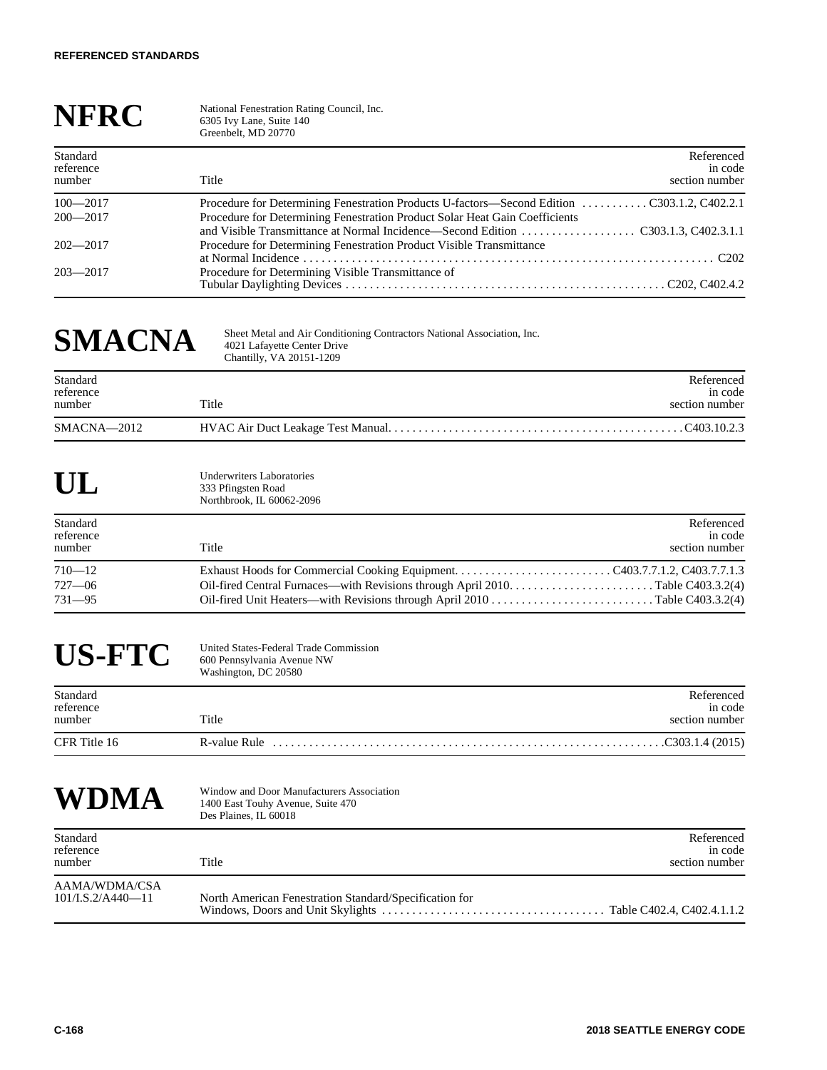# NFRC

National Fenestration Rating Council, Inc.
6305 Ivy Lane, Suite 140
Greenbelt, MD 20770

| Standard reference number | Title | Referenced in code section number |
|---|---|---|
| 100—2017 | Procedure for Determining Fenestration Products U-factors—Second Edition | C303.1.2, C402.2.1 |
| 200—2017 | Procedure for Determining Fenestration Product Solar Heat Gain Coefficients and Visible Transmittance at Normal Incidence—Second Edition | C303.1.3, C402.3.1.1 |
| 202—2017 | Procedure for Determining Fenestration Product Visible Transmittance at Normal Incidence | C202 |
| 203—2017 | Procedure for Determining Visible Transmittance of Tubular Daylighting Devices | C202, C402.4.2 |

# SMACNA

Sheet Metal and Air Conditioning Contractors National Association, Inc.
4021 Lafayette Center Drive
Chantilly, VA 20151-1209

| Standard reference number | Title | Referenced in code section number |
|---|---|---|
| SMACNA—2012 | HVAC Air Duct Leakage Test Manual | C403.10.2.3 |

# UL

Underwriters Laboratories
333 Pfingsten Road
Northbrook, IL 60062-2096

| Standard reference number | Title | Referenced in code section number |
|---|---|---|
| 710—12 | Exhaust Hoods for Commercial Cooking Equipment | C403.7.7.1.2, C403.7.7.1.3 |
| 727—06 | Oil-fired Central Furnaces—with Revisions through April 2010 | Table C403.3.2(4) |
| 731—95 | Oil-fired Unit Heaters—with Revisions through April 2010 | Table C403.3.2(4) |

# US-FTC

United States-Federal Trade Commission
600 Pennsylvania Avenue NW
Washington, DC 20580

| Standard reference number | Title | Referenced in code section number |
|---|---|---|
| CFR Title 16 | R-value Rule | C303.1.4 (2015) |

# WDMA

Window and Door Manufacturers Association
1400 East Touhy Avenue, Suite 470
Des Plaines, IL 60018

| Standard reference number | Title | Referenced in code section number |
|---|---|---|
| AAMA/WDMA/CSA 101/I.S.2/A440—11 | North American Fenestration Standard/Specification for Windows, Doors and Unit Skylights | Table C402.4, C402.4.1.1.2 |